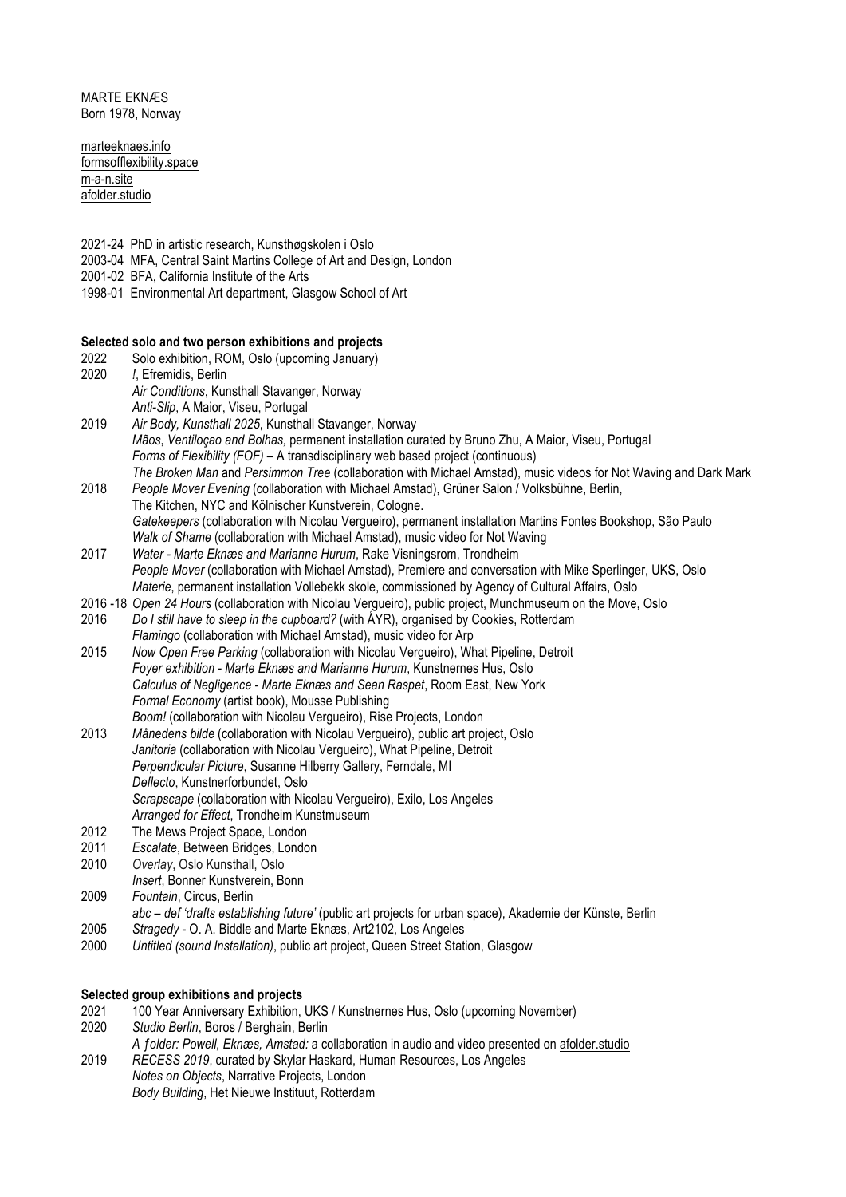MARTE EKNÆS
Born 1978, Norway

marteeknaes.info
formsofflexibility.space
m-a-n.site
afolder.studio

2021-24 PhD in artistic research, Kunsthøgskolen i Oslo
2003-04 MFA, Central Saint Martins College of Art and Design, London
2001-02 BFA, California Institute of the Arts
1998-01 Environmental Art department, Glasgow School of Art

**Selected solo and two person exhibitions and projects**

2022 Solo exhibition, ROM, Oslo (upcoming January)

2020 *!*, Efremidis, Berlin
*Air Conditions*, Kunsthall Stavanger, Norway
*Anti-Slip*, A Maior, Viseu, Portugal

2019 *Air Body, Kunsthall 2025*, Kunsthall Stavanger, Norway
*Mãos*, *Ventiloçao and Bolhas,* permanent installation curated by Bruno Zhu, A Maior, Viseu, Portugal
*Forms of Flexibility (FOF)* – A transdisciplinary web based project (continuous)
*The Broken Man* and *Persimmon Tree* (collaboration with Michael Amstad), music videos for Not Waving and Dark Mark

2018 *People Mover Evening* (collaboration with Michael Amstad), Grüner Salon / Volksbühne, Berlin, The Kitchen, NYC and Kölnischer Kunstverein, Cologne.
*Gatekeepers* (collaboration with Nicolau Vergueiro), permanent installation Martins Fontes Bookshop, São Paulo
*Walk of Shame* (collaboration with Michael Amstad), music video for Not Waving

2017 *Water - Marte Eknæs and Marianne Hurum*, Rake Visningsrom, Trondheim
*People Mover* (collaboration with Michael Amstad), Premiere and conversation with Mike Sperlinger, UKS, Oslo
*Materie*, permanent installation Vollebekk skole, commissioned by Agency of Cultural Affairs, Oslo

2016 -18 *Open 24 Hours* (collaboration with Nicolau Vergueiro), public project, Munchmuseum on the Move, Oslo

2016 *Do I still have to sleep in the cupboard?* (with ÅYR), organised by Cookies, Rotterdam
*Flamingo* (collaboration with Michael Amstad), music video for Arp

2015 *Now Open Free Parking* (collaboration with Nicolau Vergueiro), What Pipeline, Detroit
*Foyer exhibition - Marte Eknæs and Marianne Hurum*, Kunstnernes Hus, Oslo
*Calculus of Negligence - Marte Eknæs and Sean Raspet*, Room East, New York
*Formal Economy* (artist book), Mousse Publishing
*Boom!* (collaboration with Nicolau Vergueiro), Rise Projects, London

2013 *Månedens bilde* (collaboration with Nicolau Vergueiro), public art project, Oslo
*Janitoria* (collaboration with Nicolau Vergueiro), What Pipeline, Detroit
*Perpendicular Picture*, Susanne Hilberry Gallery, Ferndale, MI
*Deflecto*, Kunstnerforbundet, Oslo
*Scrapscape* (collaboration with Nicolau Vergueiro), Exilo, Los Angeles
*Arranged for Effect*, Trondheim Kunstmuseum

2012 The Mews Project Space, London

2011 *Escalate*, Between Bridges, London

2010 *Overlay*, Oslo Kunsthall, Oslo
*Insert*, Bonner Kunstverein, Bonn

2009 *Fountain*, Circus, Berlin
*abc – def 'drafts establishing future'* (public art projects for urban space), Akademie der Künste, Berlin

2005 *Stragedy* - O. A. Biddle and Marte Eknæs, Art2102, Los Angeles

2000 *Untitled (sound Installation)*, public art project, Queen Street Station, Glasgow

**Selected group exhibitions and projects**

2021 100 Year Anniversary Exhibition, UKS / Kunstnernes Hus, Oslo (upcoming November)

2020 *Studio Berlin*, Boros / Berghain, Berlin
*A ƒolder: Powell, Eknæs, Amstad:* a collaboration in audio and video presented on afolder.studio

2019 *RECESS 2019*, curated by Skylar Haskard, Human Resources, Los Angeles
*Notes on Objects*, Narrative Projects, London
*Body Building*, Het Nieuwe Instituut, Rotterdam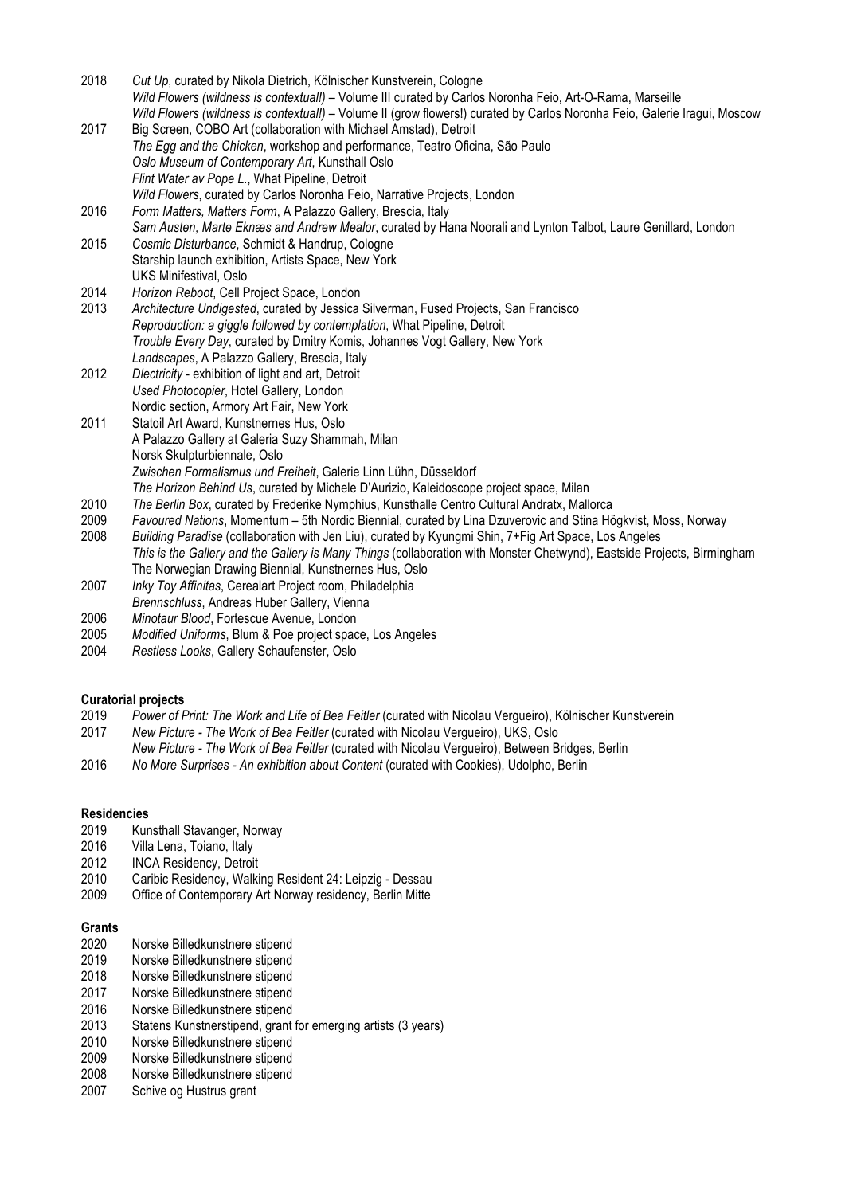2018 *Cut Up*, curated by Nikola Dietrich, Kölnischer Kunstverein, Cologne
*Wild Flowers (wildness is contextual!)* – Volume III curated by Carlos Noronha Feio, Art-O-Rama, Marseille
*Wild Flowers (wildness is contextual!)* – Volume II (grow flowers!) curated by Carlos Noronha Feio, Galerie Iragui, Moscow

2017 Big Screen, COBO Art (collaboration with Michael Amstad), Detroit
*The Egg and the Chicken*, workshop and performance, Teatro Oficina, São Paulo
*Oslo Museum of Contemporary Art*, Kunsthall Oslo
*Flint Water av Pope L.*, What Pipeline, Detroit
*Wild Flowers*, curated by Carlos Noronha Feio, Narrative Projects, London

2016 *Form Matters, Matters Form*, A Palazzo Gallery, Brescia, Italy
*Sam Austen, Marte Eknæs and Andrew Mealor*, curated by Hana Noorali and Lynton Talbot, Laure Genillard, London

2015 *Cosmic Disturbance*, Schmidt & Handrup, Cologne
Starship launch exhibition, Artists Space, New York
UKS Minifestival, Oslo

2014 *Horizon Reboot*, Cell Project Space, London

2013 *Architecture Undigested*, curated by Jessica Silverman, Fused Projects, San Francisco
*Reproduction: a giggle followed by contemplation*, What Pipeline, Detroit
*Trouble Every Day*, curated by Dmitry Komis, Johannes Vogt Gallery, New York
*Landscapes*, A Palazzo Gallery, Brescia, Italy

2012 *Dlectricity* - exhibition of light and art, Detroit
*Used Photocopier*, Hotel Gallery, London
Nordic section, Armory Art Fair, New York

2011 Statoil Art Award, Kunstnernes Hus, Oslo
A Palazzo Gallery at Galeria Suzy Shammah, Milan
Norsk Skulpturbiennale, Oslo
*Zwischen Formalismus und Freiheit*, Galerie Linn Lühn, Düsseldorf
*The Horizon Behind Us*, curated by Michele D'Aurizio, Kaleidoscope project space, Milan

2010 *The Berlin Box*, curated by Frederike Nymphius, Kunsthalle Centro Cultural Andratx, Mallorca

2009 *Favoured Nations*, Momentum – 5th Nordic Biennial, curated by Lina Dzuverovic and Stina Högkvist, Moss, Norway

2008 *Building Paradise* (collaboration with Jen Liu), curated by Kyungmi Shin, 7+Fig Art Space, Los Angeles
*This is the Gallery and the Gallery is Many Things* (collaboration with Monster Chetwynd), Eastside Projects, Birmingham
The Norwegian Drawing Biennial, Kunstnernes Hus, Oslo

2007 *Inky Toy Affinitas*, Cerealart Project room, Philadelphia
*Brennschluss*, Andreas Huber Gallery, Vienna

2006 *Minotaur Blood*, Fortescue Avenue, London

2005 *Modified Uniforms*, Blum & Poe project space, Los Angeles

2004 *Restless Looks*, Gallery Schaufenster, Oslo

**Curatorial projects**

2019 *Power of Print: The Work and Life of Bea Feitler* (curated with Nicolau Vergueiro), Kölnischer Kunstverein

2017 *New Picture - The Work of Bea Feitler* (curated with Nicolau Vergueiro), UKS, Oslo
*New Picture - The Work of Bea Feitler* (curated with Nicolau Vergueiro), Between Bridges, Berlin

2016 *No More Surprises - An exhibition about Content* (curated with Cookies), Udolpho, Berlin

**Residencies**

2019 Kunsthall Stavanger, Norway
2016 Villa Lena, Toiano, Italy
2012 INCA Residency, Detroit
2010 Caribic Residency, Walking Resident 24: Leipzig - Dessau
2009 Office of Contemporary Art Norway residency, Berlin Mitte

**Grants**

2020 Norske Billedkunstnere stipend
2019 Norske Billedkunstnere stipend
2018 Norske Billedkunstnere stipend
2017 Norske Billedkunstnere stipend
2016 Norske Billedkunstnere stipend
2013 Statens Kunstnerstipend, grant for emerging artists (3 years)
2010 Norske Billedkunstnere stipend
2009 Norske Billedkunstnere stipend
2008 Norske Billedkunstnere stipend
2007 Schive og Hustrus grant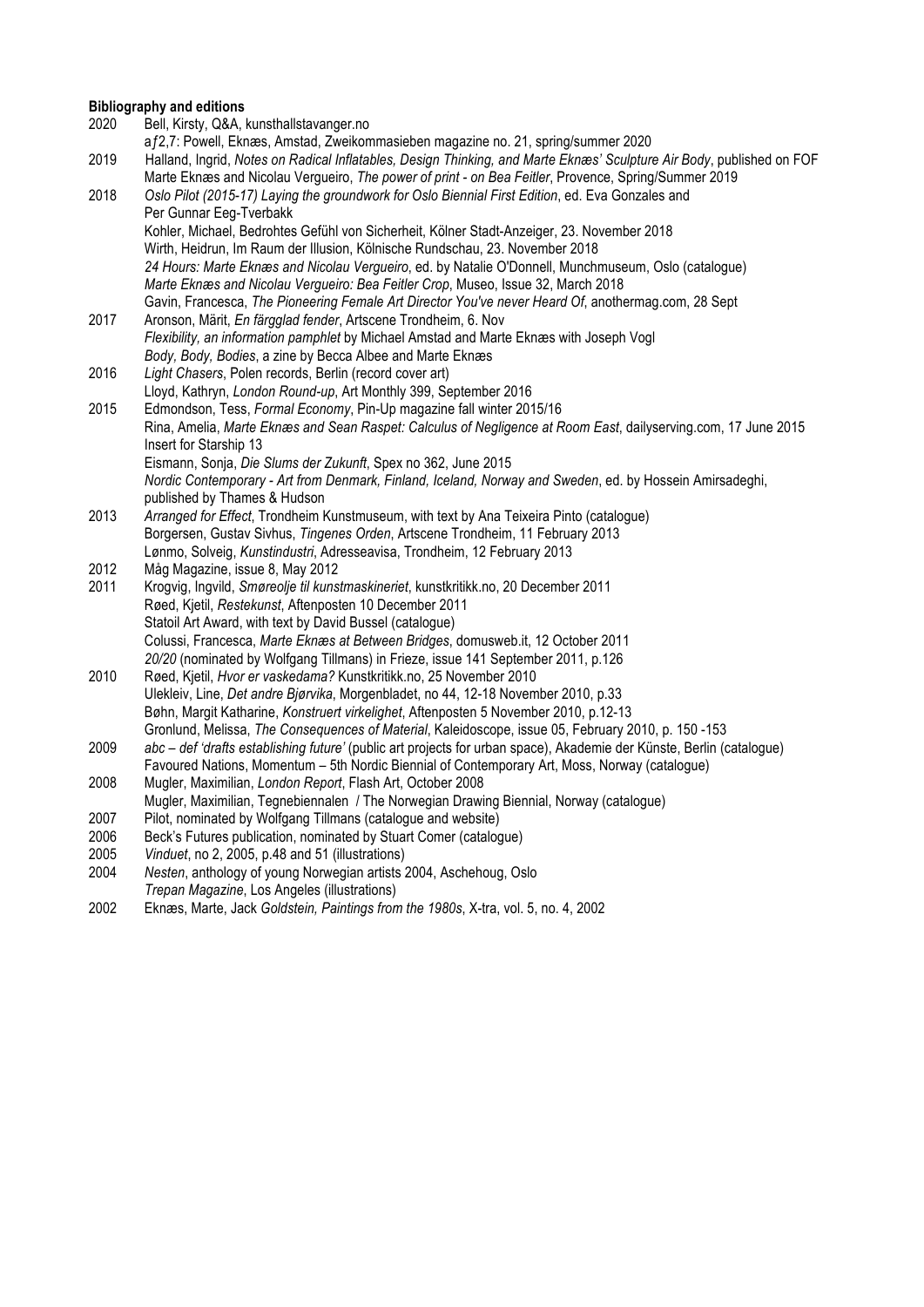**Bibliography and editions**

| | |
|---|---|
| 2020 | Bell, Kirsty, Q&A, kunsthallstavanger.no |
| | a*f*2,7: Powell, Eknæs, Amstad, Zweikommasieben magazine no. 21, spring/summer 2020 |
| 2019 | Halland, Ingrid, *Notes on Radical Inflatables, Design Thinking, and Marte Eknæs' Sculpture Air Body*, published on FOF |
| | Marte Eknæs and Nicolau Vergueiro, *The power of print - on Bea Feitler*, Provence, Spring/Summer 2019 |
| 2018 | *Oslo Pilot (2015-17) Laying the groundwork for Oslo Biennial First Edition*, ed. Eva Gonzales and Per Gunnar Eeg-Tverbakk |
| | Kohler, Michael, Bedrohtes Gefühl von Sicherheit, Kölner Stadt-Anzeiger, 23. November 2018 |
| | Wirth, Heidrun, Im Raum der Illusion, Kölnische Rundschau, 23. November 2018 |
| | *24 Hours: Marte Eknæs and Nicolau Vergueiro*, ed. by Natalie O'Donnell, Munchmuseum, Oslo (catalogue) |
| | *Marte Eknæs and Nicolau Vergueiro: Bea Feitler Crop*, Museo, Issue 32, March 2018 |
| | Gavin, Francesca, *The Pioneering Female Art Director You've never Heard Of*, anothermag.com, 28 Sept |
| 2017 | Aronson, Märit, *En färgglad fender*, Artscene Trondheim, 6. Nov |
| | *Flexibility, an information pamphlet* by Michael Amstad and Marte Eknæs with Joseph Vogl |
| | *Body, Body, Bodies*, a zine by Becca Albee and Marte Eknæs |
| 2016 | *Light Chasers*, Polen records, Berlin (record cover art) |
| | Lloyd, Kathryn, *London Round-up*, Art Monthly 399, September 2016 |
| 2015 | Edmondson, Tess, *Formal Economy*, Pin-Up magazine fall winter 2015/16 |
| | Rina, Amelia, *Marte Eknæs and Sean Raspet: Calculus of Negligence at Room East*, dailyserving.com, 17 June 2015 |
| | Insert for Starship 13 |
| | Eismann, Sonja, *Die Slums der Zukunft*, Spex no 362, June 2015 |
| | *Nordic Contemporary - Art from Denmark, Finland, Iceland, Norway and Sweden*, ed. by Hossein Amirsadeghi, published by Thames & Hudson |
| 2013 | *Arranged for Effect*, Trondheim Kunstmuseum, with text by Ana Teixeira Pinto (catalogue) |
| | Borgersen, Gustav Sivhus, *Tingenes Orden*, Artscene Trondheim, 11 February 2013 |
| | Lønmo, Solveig, *Kunstindustri*, Adresseavisa, Trondheim, 12 February 2013 |
| 2012 | Måg Magazine, issue 8, May 2012 |
| 2011 | Krogvig, Ingvild, *Smøreolje til kunstmaskineriet*, kunstkritikk.no, 20 December 2011 |
| | Røed, Kjetil, *Restekunst*, Aftenposten 10 December 2011 |
| | Statoil Art Award, with text by David Bussel (catalogue) |
| | Colussi, Francesca, *Marte Eknæs at Between Bridges*, domusweb.it, 12 October 2011 |
| | *20/20* (nominated by Wolfgang Tillmans) in Frieze, issue 141 September 2011, p.126 |
| 2010 | Røed, Kjetil, *Hvor er vaskedama?* Kunstkritikk.no, 25 November 2010 |
| | Ulekleiv, Line, *Det andre Bjørvika*, Morgenbladet, no 44, 12-18 November 2010, p.33 |
| | Bøhn, Margit Katharine, *Konstruert virkelighet*, Aftenposten 5 November 2010, p.12-13 |
| | Gronlund, Melissa, *The Consequences of Material*, Kaleidoscope, issue 05, February 2010, p. 150 -153 |
| 2009 | *abc – def 'drafts establishing future'* (public art projects for urban space), Akademie der Künste, Berlin (catalogue) |
| | Favoured Nations, Momentum – 5th Nordic Biennial of Contemporary Art, Moss, Norway (catalogue) |
| 2008 | Mugler, Maximilian, *London Report*, Flash Art, October 2008 |
| | Mugler, Maximilian, Tegnebiennalen / The Norwegian Drawing Biennial, Norway (catalogue) |
| 2007 | Pilot, nominated by Wolfgang Tillmans (catalogue and website) |
| 2006 | Beck's Futures publication, nominated by Stuart Comer (catalogue) |
| 2005 | *Vinduet*, no 2, 2005, p.48 and 51 (illustrations) |
| 2004 | *Nesten*, anthology of young Norwegian artists 2004, Aschehoug, Oslo |
| | *Trepan Magazine*, Los Angeles (illustrations) |
| 2002 | Eknæs, Marte, Jack *Goldstein, Paintings from the 1980s*, X-tra, vol. 5, no. 4, 2002 |